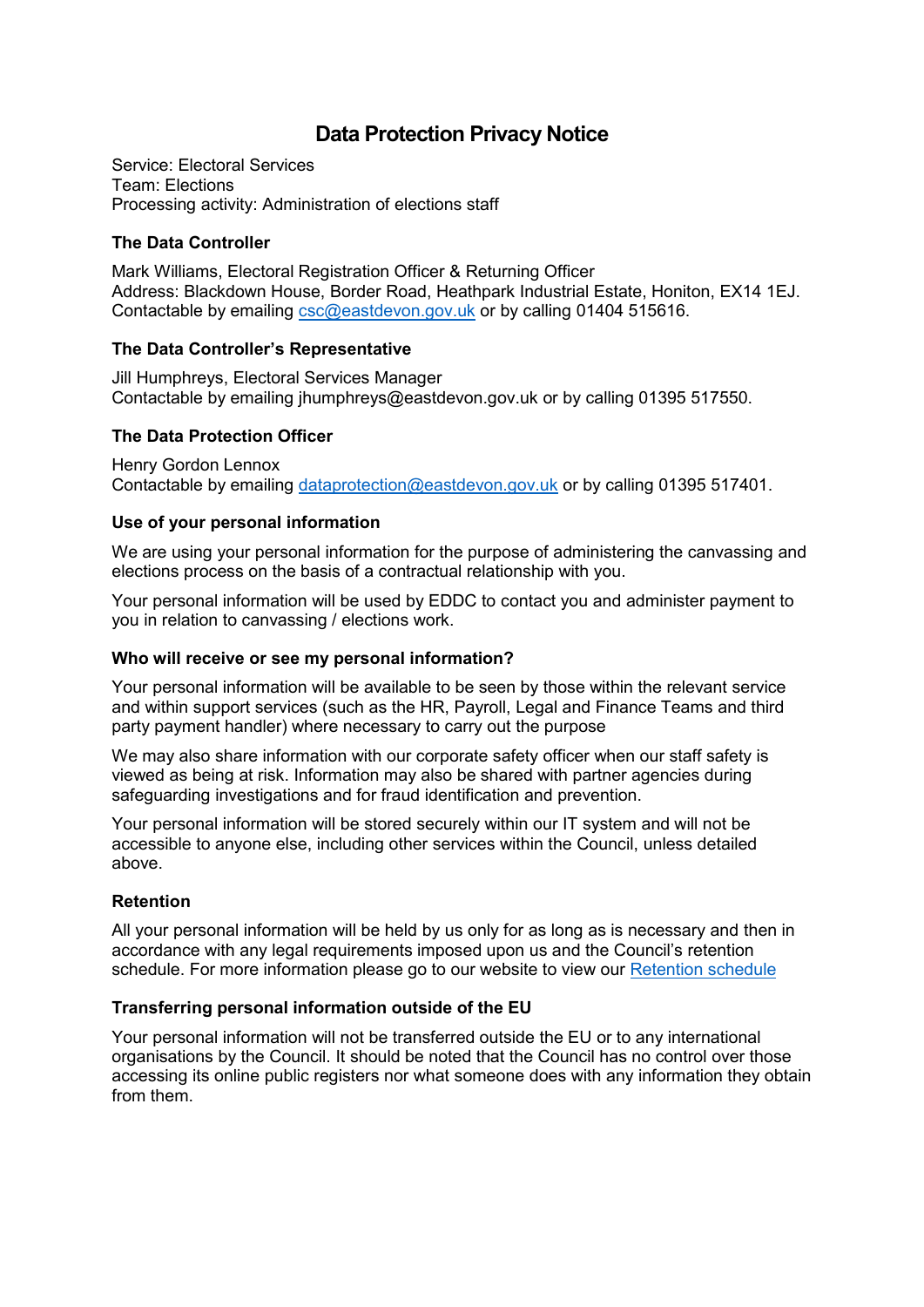# Data Protection Privacy Notice

Service: Electoral Services
Team: Elections
Processing activity: Administration of elections staff

### The Data Controller

Mark Williams, Electoral Registration Officer & Returning Officer
Address: Blackdown House, Border Road, Heathpark Industrial Estate, Honiton, EX14 1EJ.
Contactable by emailing csc@eastdevon.gov.uk or by calling 01404 515616.

### The Data Controller's Representative

Jill Humphreys, Electoral Services Manager
Contactable by emailing jhumphreys@eastdevon.gov.uk or by calling 01395 517550.

### The Data Protection Officer

Henry Gordon Lennox
Contactable by emailing dataprotection@eastdevon.gov.uk or by calling 01395 517401.

### Use of your personal information

We are using your personal information for the purpose of administering the canvassing and elections process on the basis of a contractual relationship with you.

Your personal information will be used by EDDC to contact you and administer payment to you in relation to canvassing / elections work.

### Who will receive or see my personal information?

Your personal information will be available to be seen by those within the relevant service and within support services (such as the HR, Payroll, Legal and Finance Teams and third party payment handler) where necessary to carry out the purpose

We may also share information with our corporate safety officer when our staff safety is viewed as being at risk. Information may also be shared with partner agencies during safeguarding investigations and for fraud identification and prevention.

Your personal information will be stored securely within our IT system and will not be accessible to anyone else, including other services within the Council, unless detailed above.

### Retention

All your personal information will be held by us only for as long as is necessary and then in accordance with any legal requirements imposed upon us and the Council's retention schedule. For more information please go to our website to view our Retention schedule

### Transferring personal information outside of the EU

Your personal information will not be transferred outside the EU or to any international organisations by the Council. It should be noted that the Council has no control over those accessing its online public registers nor what someone does with any information they obtain from them.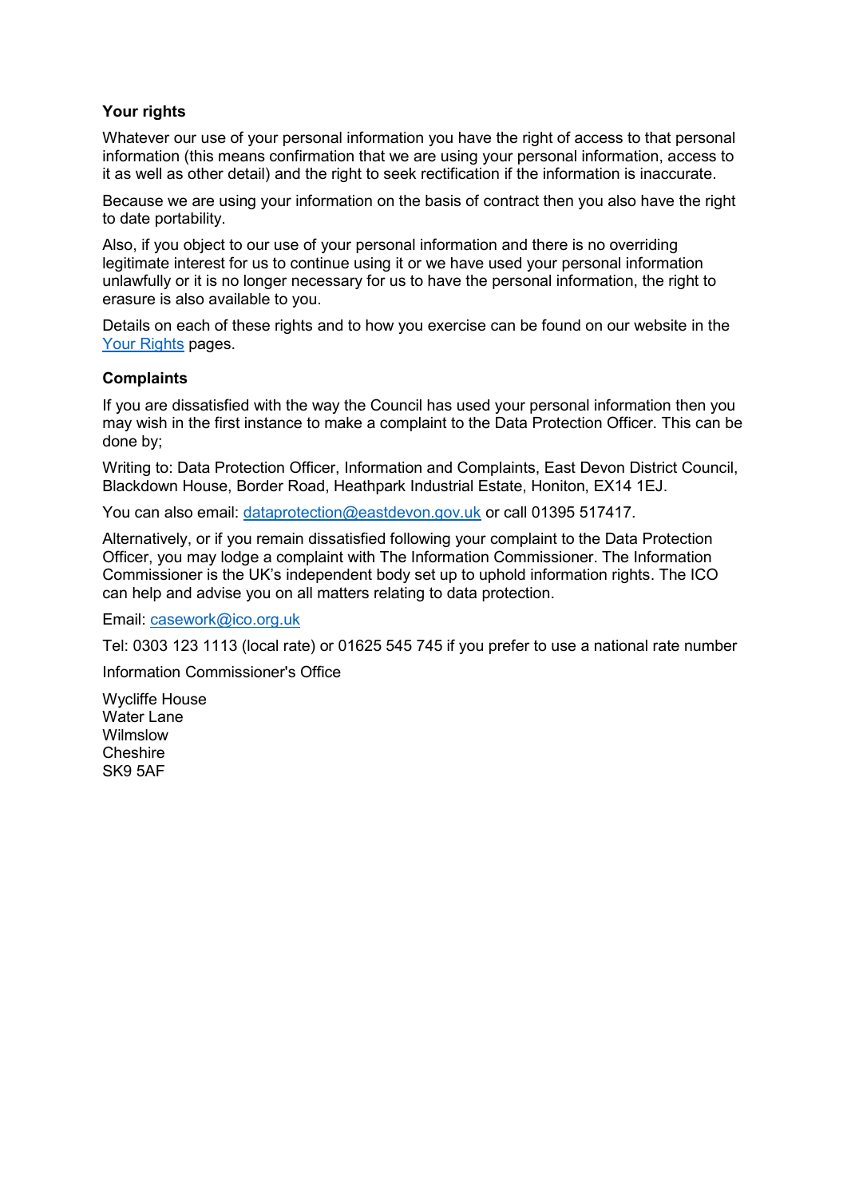**Your rights**

Whatever our use of your personal information you have the right of access to that personal information (this means confirmation that we are using your personal information, access to it as well as other detail) and the right to seek rectification if the information is inaccurate.

Because we are using your information on the basis of contract then you also have the right to date portability.

Also, if you object to our use of your personal information and there is no overriding legitimate interest for us to continue using it or we have used your personal information unlawfully or it is no longer necessary for us to have the personal information, the right to erasure is also available to you.

Details on each of these rights and to how you exercise can be found on our website in the Your Rights pages.

**Complaints**

If you are dissatisfied with the way the Council has used your personal information then you may wish in the first instance to make a complaint to the Data Protection Officer. This can be done by;

Writing to: Data Protection Officer, Information and Complaints, East Devon District Council, Blackdown House, Border Road, Heathpark Industrial Estate, Honiton, EX14 1EJ.

You can also email: dataprotection@eastdevon.gov.uk or call 01395 517417.

Alternatively, or if you remain dissatisfied following your complaint to the Data Protection Officer, you may lodge a complaint with The Information Commissioner. The Information Commissioner is the UK's independent body set up to uphold information rights. The ICO can help and advise you on all matters relating to data protection.

Email: casework@ico.org.uk

Tel: 0303 123 1113 (local rate) or 01625 545 745 if you prefer to use a national rate number

Information Commissioner's Office

Wycliffe House
Water Lane
Wilmslow
Cheshire
SK9 5AF